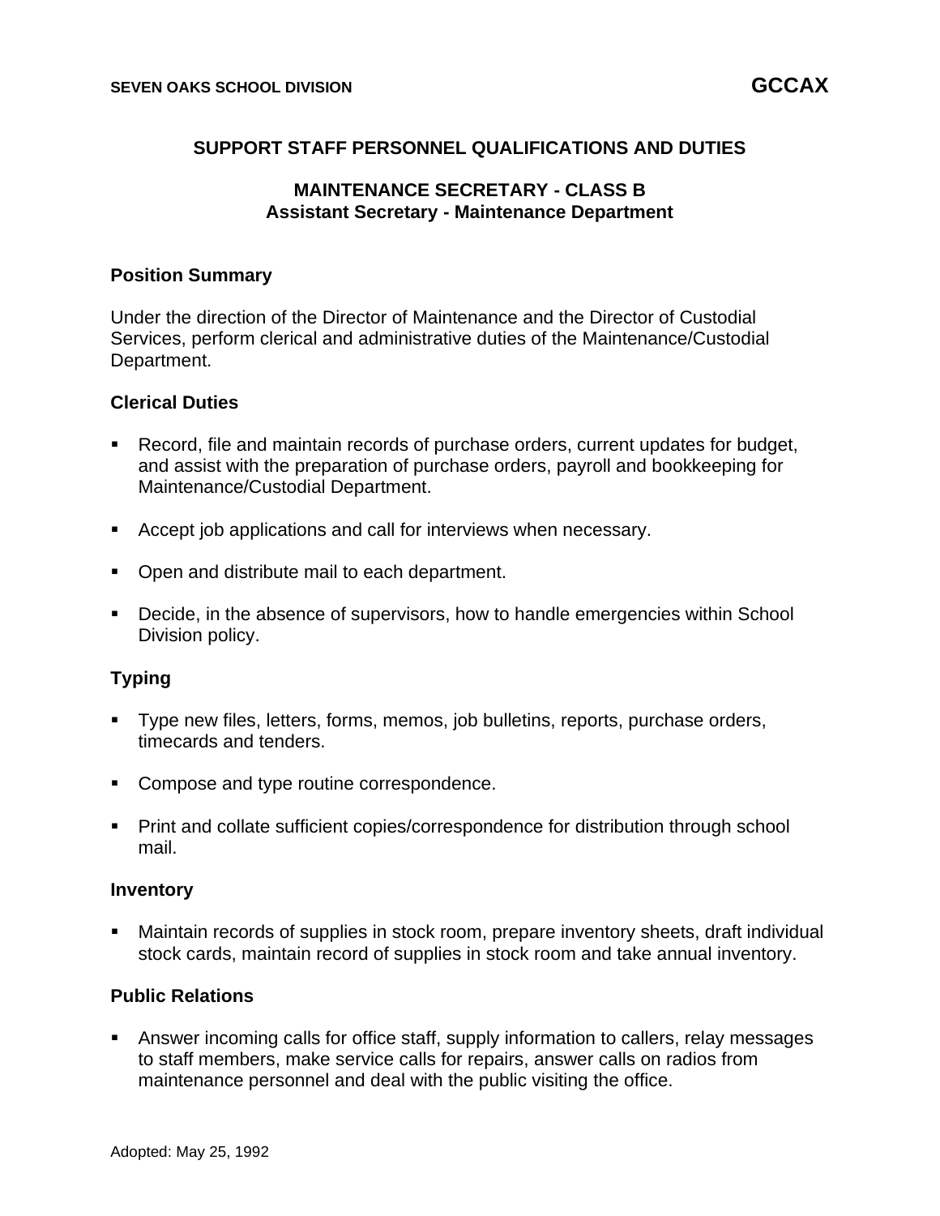SEVEN OAKS SCHOOL DIVISION **GCCAX**

## SUPPORT STAFF PERSONNEL QUALIFICATIONS AND DUTIES

### MAINTENANCE SECRETARY - CLASS B
### Assistant Secretary - Maintenance Department

**Position Summary**

Under the direction of the Director of Maintenance and the Director of Custodial Services, perform clerical and administrative duties of the Maintenance/Custodial Department.

**Clerical Duties**

- Record, file and maintain records of purchase orders, current updates for budget, and assist with the preparation of purchase orders, payroll and bookkeeping for Maintenance/Custodial Department.
- Accept job applications and call for interviews when necessary.
- Open and distribute mail to each department.
- Decide, in the absence of supervisors, how to handle emergencies within School Division policy.

**Typing**

- Type new files, letters, forms, memos, job bulletins, reports, purchase orders, timecards and tenders.
- Compose and type routine correspondence.
- Print and collate sufficient copies/correspondence for distribution through school mail.

**Inventory**

- Maintain records of supplies in stock room, prepare inventory sheets, draft individual stock cards, maintain record of supplies in stock room and take annual inventory.

**Public Relations**

- Answer incoming calls for office staff, supply information to callers, relay messages to staff members, make service calls for repairs, answer calls on radios from maintenance personnel and deal with the public visiting the office.

Adopted: May 25, 1992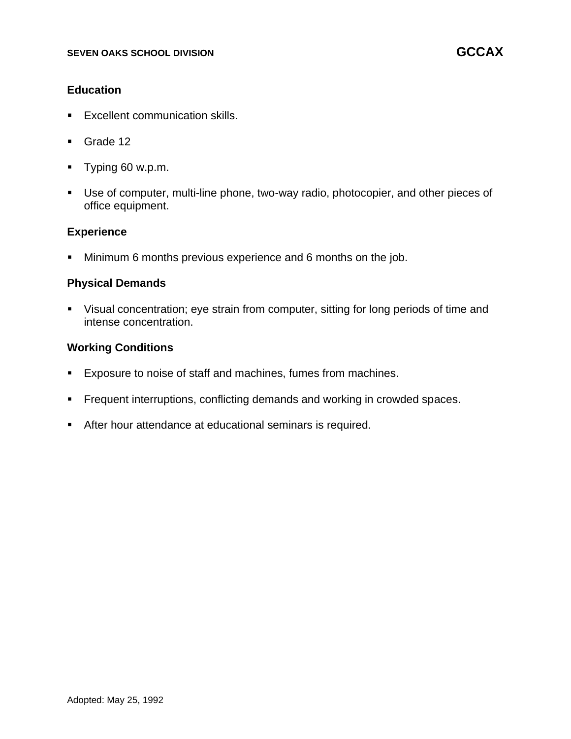**Education**

- Excellent communication skills.
- Grade 12
- Typing 60 w.p.m.
- Use of computer, multi-line phone, two-way radio, photocopier, and other pieces of office equipment.

**Experience**

- Minimum 6 months previous experience and 6 months on the job.

**Physical Demands**

- Visual concentration; eye strain from computer, sitting for long periods of time and intense concentration.

**Working Conditions**

- Exposure to noise of staff and machines, fumes from machines.
- Frequent interruptions, conflicting demands and working in crowded spaces.
- After hour attendance at educational seminars is required.